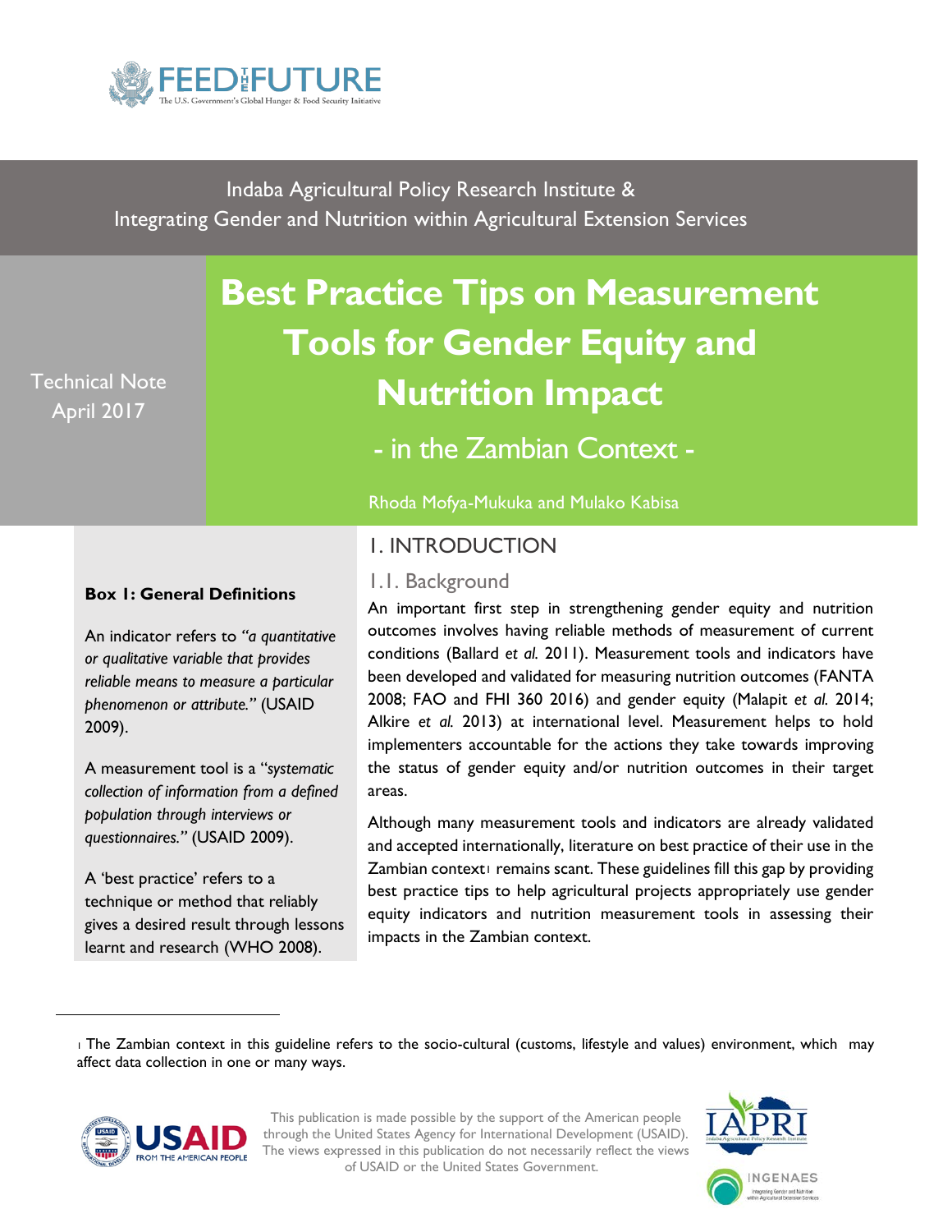FEED THE FUTURE
The U.S. Government's Global Hunger & Food Security Initiative

Indaba Agricultural Policy Research Institute &
Integrating Gender and Nutrition within Agricultural Extension Services

Technical Note
April 2017

# Best Practice Tips on Measurement Tools for Gender Equity and Nutrition Impact

## - in the Zambian Context -

Rhoda Mofya-Mukuka and Mulako Kabisa

## 1. INTRODUCTION

### 1.1. Background

An important first step in strengthening gender equity and nutrition outcomes involves having reliable methods of measurement of current conditions (Ballard *et al.* 2011). Measurement tools and indicators have been developed and validated for measuring nutrition outcomes (FANTA 2008; FAO and FHI 360 2016) and gender equity (Malapit *et al.* 2014; Alkire *et al.* 2013) at international level. Measurement helps to hold implementers accountable for the actions they take towards improving the status of gender equity and/or nutrition outcomes in their target areas.

Although many measurement tools and indicators are already validated and accepted internationally, literature on best practice of their use in the Zambian context[1] remains scant. These guidelines fill this gap by providing best practice tips to help agricultural projects appropriately use gender equity indicators and nutrition measurement tools in assessing their impacts in the Zambian context.

**Box 1: General Definitions**

An indicator refers to *"a quantitative or qualitative variable that provides reliable means to measure a particular phenomenon or attribute."* (USAID 2009).

A measurement tool is a "*systematic collection of information from a defined population through interviews or questionnaires."* (USAID 2009).

A 'best practice' refers to a technique or method that reliably gives a desired result through lessons learnt and research (WHO 2008).

[1] The Zambian context in this guideline refers to the socio-cultural (customs, lifestyle and values) environment, which may affect data collection in one or many ways.

This publication is made possible by the support of the American people through the United States Agency for International Development (USAID). The views expressed in this publication do not necessarily reflect the views of USAID or the United States Government.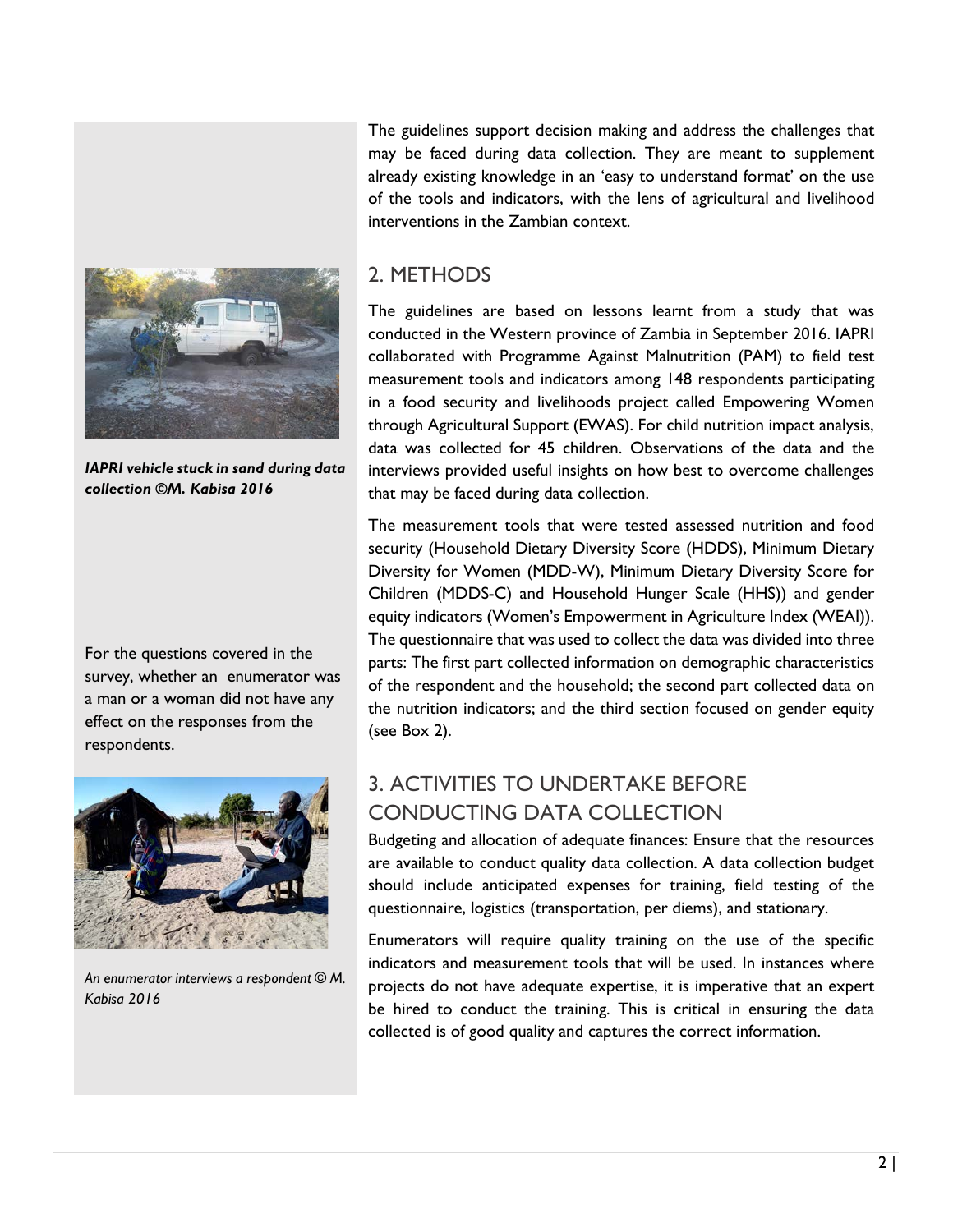The guidelines support decision making and address the challenges that may be faced during data collection. They are meant to supplement already existing knowledge in an 'easy to understand format' on the use of the tools and indicators, with the lens of agricultural and livelihood interventions in the Zambian context.

***IAPRI vehicle stuck in sand during data collection ©M. Kabisa 2016***

## 2. METHODS

The guidelines are based on lessons learnt from a study that was conducted in the Western province of Zambia in September 2016. IAPRI collaborated with Programme Against Malnutrition (PAM) to field test measurement tools and indicators among 148 respondents participating in a food security and livelihoods project called Empowering Women through Agricultural Support (EWAS). For child nutrition impact analysis, data was collected for 45 children. Observations of the data and the interviews provided useful insights on how best to overcome challenges that may be faced during data collection.

The measurement tools that were tested assessed nutrition and food security (Household Dietary Diversity Score (HDDS), Minimum Dietary Diversity for Women (MDD-W), Minimum Dietary Diversity Score for Children (MDDS-C) and Household Hunger Scale (HHS)) and gender equity indicators (Women's Empowerment in Agriculture Index (WEAI)). The questionnaire that was used to collect the data was divided into three parts: The first part collected information on demographic characteristics of the respondent and the household; the second part collected data on the nutrition indicators; and the third section focused on gender equity (see Box 2).

For the questions covered in the survey, whether an enumerator was a man or a woman did not have any effect on the responses from the respondents.

*An enumerator interviews a respondent © M. Kabisa 2016*

## 3. ACTIVITIES TO UNDERTAKE BEFORE CONDUCTING DATA COLLECTION

Budgeting and allocation of adequate finances: Ensure that the resources are available to conduct quality data collection. A data collection budget should include anticipated expenses for training, field testing of the questionnaire, logistics (transportation, per diems), and stationary.

Enumerators will require quality training on the use of the specific indicators and measurement tools that will be used. In instances where projects do not have adequate expertise, it is imperative that an expert be hired to conduct the training. This is critical in ensuring the data collected is of good quality and captures the correct information.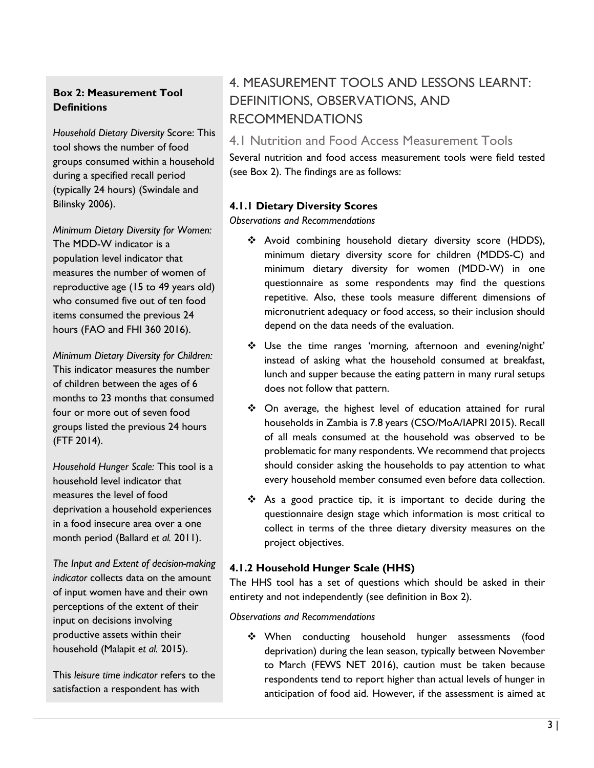# 4. MEASUREMENT TOOLS AND LESSONS LEARNT: DEFINITIONS, OBSERVATIONS, AND RECOMMENDATIONS

## 4.1 Nutrition and Food Access Measurement Tools

Several nutrition and food access measurement tools were field tested (see Box 2). The findings are as follows:

### 4.1.1 Dietary Diversity Scores

*Observations and Recommendations*

- Avoid combining household dietary diversity score (HDDS), minimum dietary diversity score for children (MDDS-C) and minimum dietary diversity for women (MDD-W) in one questionnaire as some respondents may find the questions repetitive. Also, these tools measure different dimensions of micronutrient adequacy or food access, so their inclusion should depend on the data needs of the evaluation.
- Use the time ranges 'morning, afternoon and evening/night' instead of asking what the household consumed at breakfast, lunch and supper because the eating pattern in many rural setups does not follow that pattern.
- On average, the highest level of education attained for rural households in Zambia is 7.8 years (CSO/MoA/IAPRI 2015). Recall of all meals consumed at the household was observed to be problematic for many respondents. We recommend that projects should consider asking the households to pay attention to what every household member consumed even before data collection.
- As a good practice tip, it is important to decide during the questionnaire design stage which information is most critical to collect in terms of the three dietary diversity measures on the project objectives.

### 4.1.2 Household Hunger Scale (HHS)

The HHS tool has a set of questions which should be asked in their entirety and not independently (see definition in Box 2).

*Observations and Recommendations*

- When conducting household hunger assessments (food deprivation) during the lean season, typically between November to March (FEWS NET 2016), caution must be taken because respondents tend to report higher than actual levels of hunger in anticipation of food aid. However, if the assessment is aimed at

---

**Box 2: Measurement Tool Definitions**

*Household Dietary Diversity* Score: This tool shows the number of food groups consumed within a household during a specified recall period (typically 24 hours) (Swindale and Bilinsky 2006).

*Minimum Dietary Diversity for Women:* The MDD-W indicator is a population level indicator that measures the number of women of reproductive age (15 to 49 years old) who consumed five out of ten food items consumed the previous 24 hours (FAO and FHI 360 2016).

*Minimum Dietary Diversity for Children:* This indicator measures the number of children between the ages of 6 months to 23 months that consumed four or more out of seven food groups listed the previous 24 hours (FTF 2014).

*Household Hunger Scale:* This tool is a household level indicator that measures the level of food deprivation a household experiences in a food insecure area over a one month period (Ballard *et al.* 2011).

*The Input and Extent of decision-making indicator* collects data on the amount of input women have and their own perceptions of the extent of their input on decisions involving productive assets within their household (Malapit *et al.* 2015).

This *leisure time indicator* refers to the satisfaction a respondent has with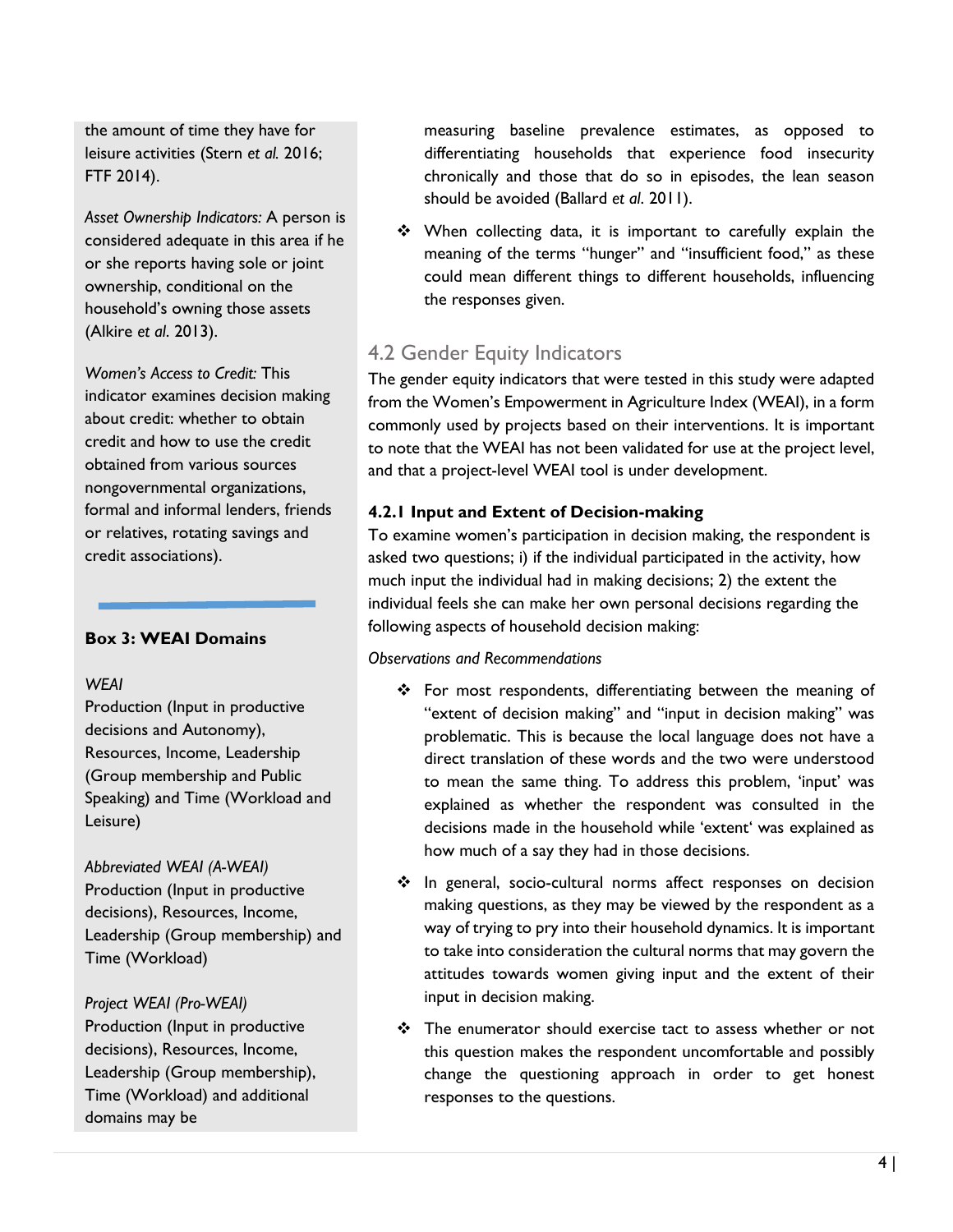the amount of time they have for leisure activities (Stern *et al.* 2016; FTF 2014).

*Asset Ownership Indicators:* A person is considered adequate in this area if he or she reports having sole or joint ownership, conditional on the household's owning those assets (Alkire *et al*. 2013).

*Women's Access to Credit:* This indicator examines decision making about credit: whether to obtain credit and how to use the credit obtained from various sources nongovernmental organizations, formal and informal lenders, friends or relatives, rotating savings and credit associations).

**Box 3: WEAI Domains**

*WEAI*
Production (Input in productive decisions and Autonomy), Resources, Income, Leadership (Group membership and Public Speaking) and Time (Workload and Leisure)

*Abbreviated WEAI (A-WEAI)*
Production (Input in productive decisions), Resources, Income, Leadership (Group membership) and Time (Workload)

*Project WEAI (Pro-WEAI)*
Production (Input in productive decisions), Resources, Income, Leadership (Group membership), Time (Workload) and additional domains may be

measuring baseline prevalence estimates, as opposed to differentiating households that experience food insecurity chronically and those that do so in episodes, the lean season should be avoided (Ballard *et al*. 2011).

❖ When collecting data, it is important to carefully explain the meaning of the terms "hunger" and "insufficient food," as these could mean different things to different households, influencing the responses given.

## 4.2 Gender Equity Indicators

The gender equity indicators that were tested in this study were adapted from the Women's Empowerment in Agriculture Index (WEAI), in a form commonly used by projects based on their interventions. It is important to note that the WEAI has not been validated for use at the project level, and that a project-level WEAI tool is under development.

### 4.2.1 Input and Extent of Decision-making

To examine women's participation in decision making, the respondent is asked two questions; i) if the individual participated in the activity, how much input the individual had in making decisions; 2) the extent the individual feels she can make her own personal decisions regarding the following aspects of household decision making:

*Observations and Recommendations*

❖ For most respondents, differentiating between the meaning of "extent of decision making" and "input in decision making" was problematic. This is because the local language does not have a direct translation of these words and the two were understood to mean the same thing. To address this problem, 'input' was explained as whether the respondent was consulted in the decisions made in the household while 'extent' was explained as how much of a say they had in those decisions.

❖ In general, socio-cultural norms affect responses on decision making questions, as they may be viewed by the respondent as a way of trying to pry into their household dynamics. It is important to take into consideration the cultural norms that may govern the attitudes towards women giving input and the extent of their input in decision making.

❖ The enumerator should exercise tact to assess whether or not this question makes the respondent uncomfortable and possibly change the questioning approach in order to get honest responses to the questions.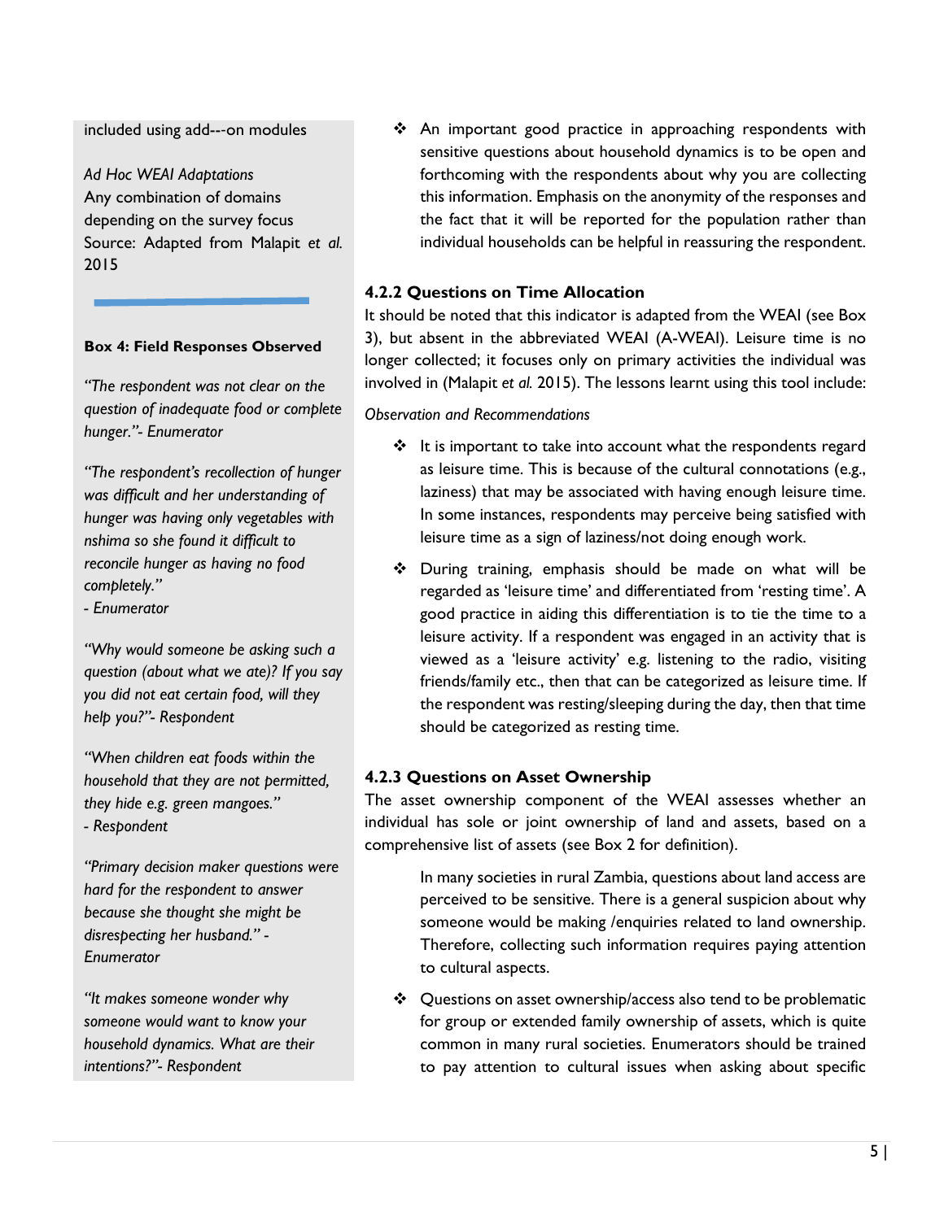included using add---on modules

*Ad Hoc WEAI Adaptations*
Any combination of domains depending on the survey focus
Source: Adapted from Malapit *et al.* 2015

**Box 4: Field Responses Observed**

*"The respondent was not clear on the question of inadequate food or complete hunger."- Enumerator*

*"The respondent's recollection of hunger was difficult and her understanding of hunger was having only vegetables with nshima so she found it difficult to reconcile hunger as having no food completely."*
*- Enumerator*

*"Why would someone be asking such a question (about what we ate)? If you say you did not eat certain food, will they help you?"- Respondent*

*"When children eat foods within the household that they are not permitted, they hide e.g. green mangoes."*
*- Respondent*

*"Primary decision maker questions were hard for the respondent to answer because she thought she might be disrespecting her husband." - Enumerator*

*"It makes someone wonder why someone would want to know your household dynamics. What are their intentions?"- Respondent*

- An important good practice in approaching respondents with sensitive questions about household dynamics is to be open and forthcoming with the respondents about why you are collecting this information. Emphasis on the anonymity of the responses and the fact that it will be reported for the population rather than individual households can be helpful in reassuring the respondent.

### 4.2.2 Questions on Time Allocation

It should be noted that this indicator is adapted from the WEAI (see Box 3), but absent in the abbreviated WEAI (A-WEAI). Leisure time is no longer collected; it focuses only on primary activities the individual was involved in (Malapit *et al.* 2015). The lessons learnt using this tool include:

*Observation and Recommendations*

- It is important to take into account what the respondents regard as leisure time. This is because of the cultural connotations (e.g., laziness) that may be associated with having enough leisure time. In some instances, respondents may perceive being satisfied with leisure time as a sign of laziness/not doing enough work.
- During training, emphasis should be made on what will be regarded as 'leisure time' and differentiated from 'resting time'. A good practice in aiding this differentiation is to tie the time to a leisure activity. If a respondent was engaged in an activity that is viewed as a 'leisure activity' e.g. listening to the radio, visiting friends/family etc., then that can be categorized as leisure time. If the respondent was resting/sleeping during the day, then that time should be categorized as resting time.

### 4.2.3 Questions on Asset Ownership

The asset ownership component of the WEAI assesses whether an individual has sole or joint ownership of land and assets, based on a comprehensive list of assets (see Box 2 for definition).

In many societies in rural Zambia, questions about land access are perceived to be sensitive. There is a general suspicion about why someone would be making /enquiries related to land ownership. Therefore, collecting such information requires paying attention to cultural aspects.

- Questions on asset ownership/access also tend to be problematic for group or extended family ownership of assets, which is quite common in many rural societies. Enumerators should be trained to pay attention to cultural issues when asking about specific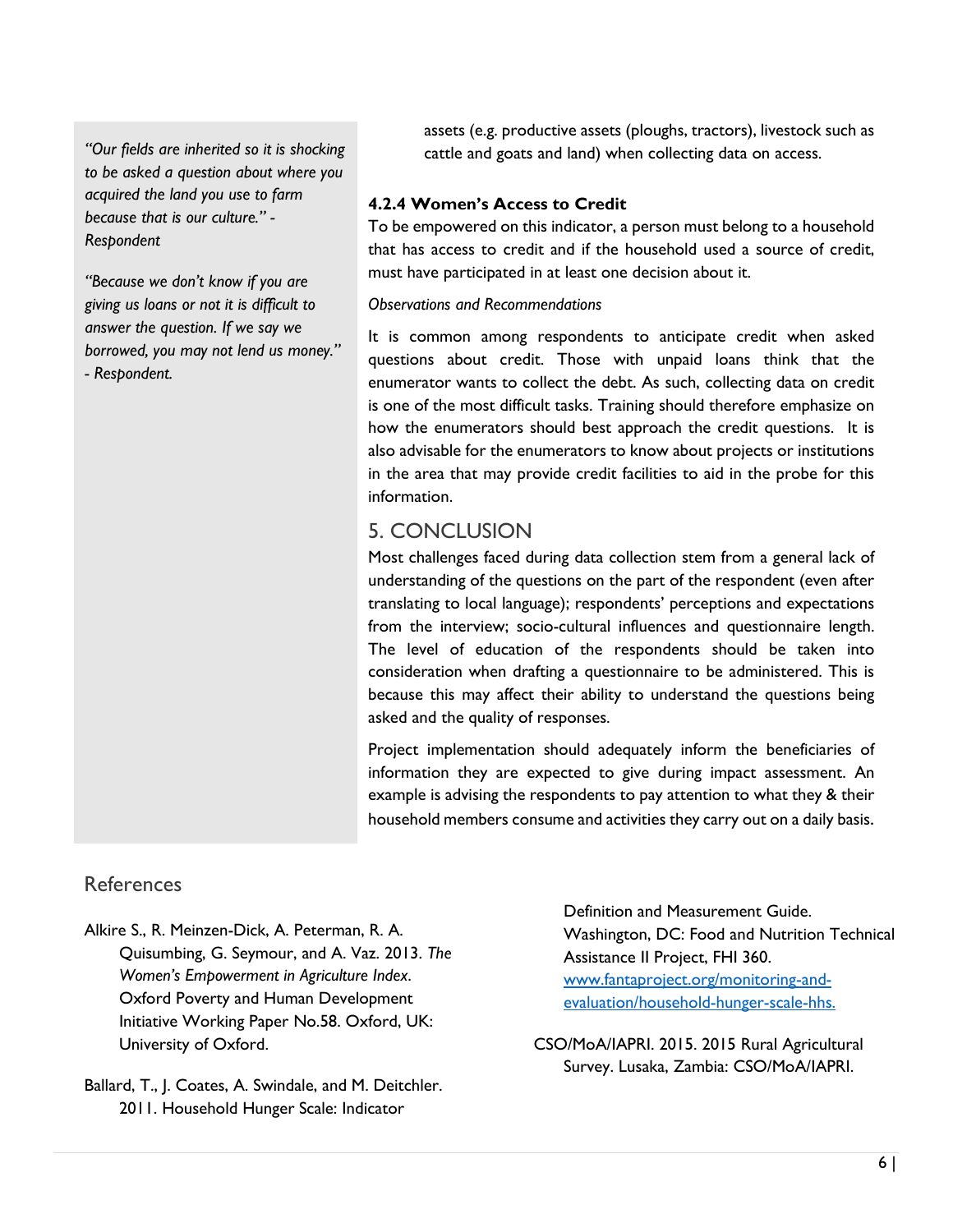*"Our fields are inherited so it is shocking to be asked a question about where you acquired the land you use to farm because that is our culture." - Respondent*

*"Because we don't know if you are giving us loans or not it is difficult to answer the question. If we say we borrowed, you may not lend us money." - Respondent.*

assets (e.g. productive assets (ploughs, tractors), livestock such as cattle and goats and land) when collecting data on access.

#### 4.2.4 Women's Access to Credit

To be empowered on this indicator, a person must belong to a household that has access to credit and if the household used a source of credit, must have participated in at least one decision about it.

*Observations and Recommendations*

It is common among respondents to anticipate credit when asked questions about credit. Those with unpaid loans think that the enumerator wants to collect the debt. As such, collecting data on credit is one of the most difficult tasks. Training should therefore emphasize on how the enumerators should best approach the credit questions. It is also advisable for the enumerators to know about projects or institutions in the area that may provide credit facilities to aid in the probe for this information.

## 5. CONCLUSION

Most challenges faced during data collection stem from a general lack of understanding of the questions on the part of the respondent (even after translating to local language); respondents' perceptions and expectations from the interview; socio-cultural influences and questionnaire length. The level of education of the respondents should be taken into consideration when drafting a questionnaire to be administered. This is because this may affect their ability to understand the questions being asked and the quality of responses.

Project implementation should adequately inform the beneficiaries of information they are expected to give during impact assessment. An example is advising the respondents to pay attention to what they & their household members consume and activities they carry out on a daily basis.

## References

Alkire S., R. Meinzen-Dick, A. Peterman, R. A. Quisumbing, G. Seymour, and A. Vaz. 2013. *The Women's Empowerment in Agriculture Index*. Oxford Poverty and Human Development Initiative Working Paper No.58. Oxford, UK: University of Oxford.

Ballard, T., J. Coates, A. Swindale, and M. Deitchler. 2011. Household Hunger Scale: Indicator Definition and Measurement Guide. Washington, DC: Food and Nutrition Technical Assistance II Project, FHI 360. [www.fantaproject.org/monitoring-and-evaluation/household-hunger-scale-hhs.](www.fantaproject.org/monitoring-and-evaluation/household-hunger-scale-hhs)

CSO/MoA/IAPRI. 2015. 2015 Rural Agricultural Survey. Lusaka, Zambia: CSO/MoA/IAPRI.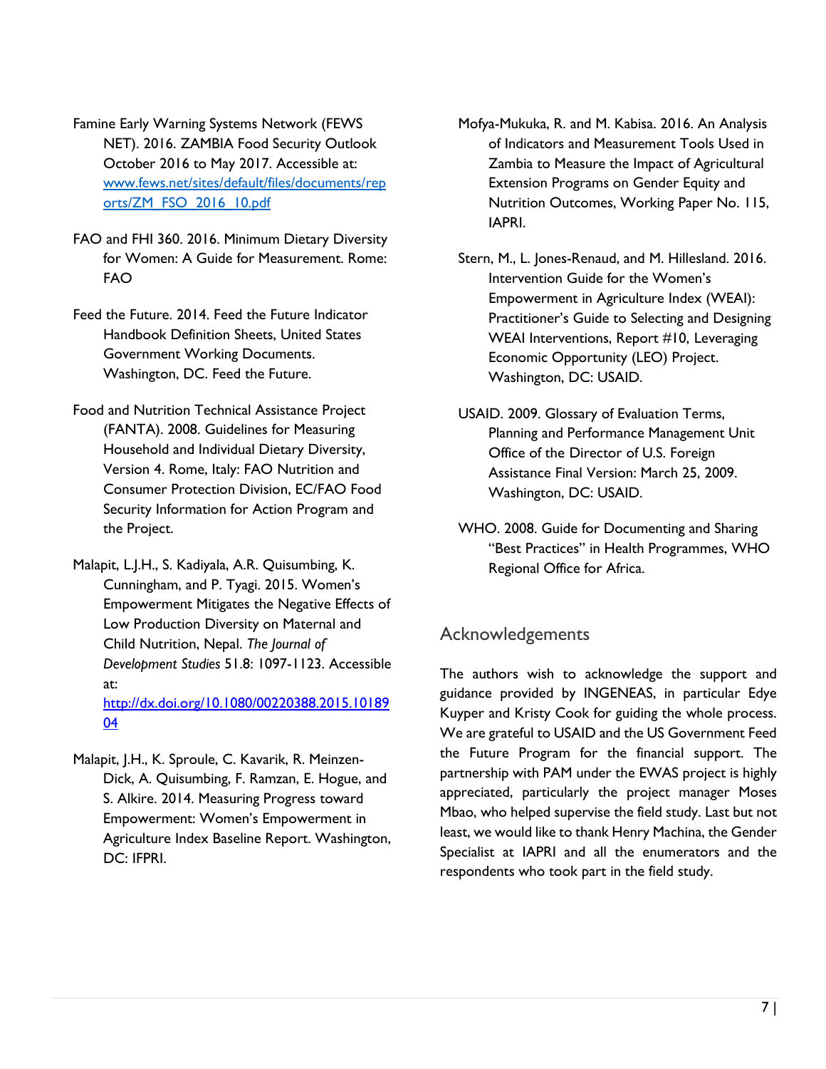Famine Early Warning Systems Network (FEWS NET). 2016. ZAMBIA Food Security Outlook October 2016 to May 2017. Accessible at: [www.fews.net/sites/default/files/documents/reports/ZM_FSO_2016_10.pdf](www.fews.net/sites/default/files/documents/reports/ZM_FSO_2016_10.pdf)

FAO and FHI 360. 2016. Minimum Dietary Diversity for Women: A Guide for Measurement. Rome: FAO

Feed the Future. 2014. Feed the Future Indicator Handbook Definition Sheets, United States Government Working Documents. Washington, DC. Feed the Future.

Food and Nutrition Technical Assistance Project (FANTA). 2008. Guidelines for Measuring Household and Individual Dietary Diversity, Version 4. Rome, Italy: FAO Nutrition and Consumer Protection Division, EC/FAO Food Security Information for Action Program and the Project.

Malapit, L.J.H., S. Kadiyala, A.R. Quisumbing, K. Cunningham, and P. Tyagi. 2015. Women's Empowerment Mitigates the Negative Effects of Low Production Diversity on Maternal and Child Nutrition, Nepal. *The Journal of Development Studies* 51.8: 1097-1123. Accessible at: [http://dx.doi.org/10.1080/00220388.2015.1018904](http://dx.doi.org/10.1080/00220388.2015.1018904)

Malapit, J.H., K. Sproule, C. Kavarik, R. Meinzen-Dick, A. Quisumbing, F. Ramzan, E. Hogue, and S. Alkire. 2014. Measuring Progress toward Empowerment: Women's Empowerment in Agriculture Index Baseline Report. Washington, DC: IFPRI.

Mofya-Mukuka, R. and M. Kabisa. 2016. An Analysis of Indicators and Measurement Tools Used in Zambia to Measure the Impact of Agricultural Extension Programs on Gender Equity and Nutrition Outcomes, Working Paper No. 115, IAPRI.

Stern, M., L. Jones-Renaud, and M. Hillesland. 2016. Intervention Guide for the Women's Empowerment in Agriculture Index (WEAI): Practitioner's Guide to Selecting and Designing WEAI Interventions, Report #10, Leveraging Economic Opportunity (LEO) Project. Washington, DC: USAID.

USAID. 2009. Glossary of Evaluation Terms, Planning and Performance Management Unit Office of the Director of U.S. Foreign Assistance Final Version: March 25, 2009. Washington, DC: USAID.

WHO. 2008. Guide for Documenting and Sharing "Best Practices" in Health Programmes, WHO Regional Office for Africa.

## Acknowledgements

The authors wish to acknowledge the support and guidance provided by INGENEAS, in particular Edye Kuyper and Kristy Cook for guiding the whole process. We are grateful to USAID and the US Government Feed the Future Program for the financial support. The partnership with PAM under the EWAS project is highly appreciated, particularly the project manager Moses Mbao, who helped supervise the field study. Last but not least, we would like to thank Henry Machina, the Gender Specialist at IAPRI and all the enumerators and the respondents who took part in the field study.